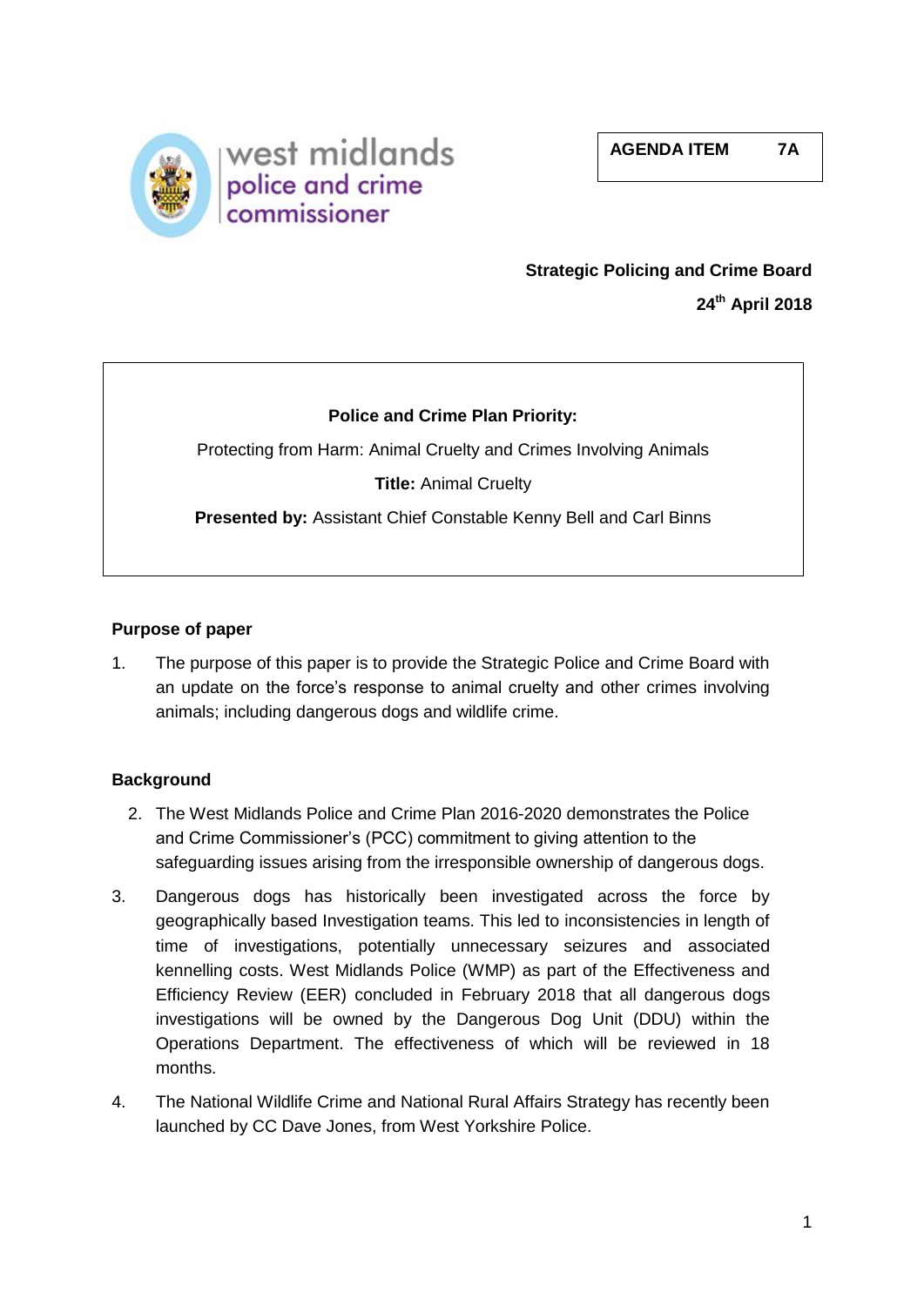west midlands police and crime commissioner

| AGENDA ITEM | 7A |
|---|---|

**Strategic Policing and Crime Board**

**24th April 2018**

**Police and Crime Plan Priority:**

Protecting from Harm: Animal Cruelty and Crimes Involving Animals

**Title:** Animal Cruelty

**Presented by:** Assistant Chief Constable Kenny Bell and Carl Binns

## Purpose of paper

1. The purpose of this paper is to provide the Strategic Police and Crime Board with an update on the force's response to animal cruelty and other crimes involving animals; including dangerous dogs and wildlife crime.

## Background

2. The West Midlands Police and Crime Plan 2016-2020 demonstrates the Police and Crime Commissioner's (PCC) commitment to giving attention to the safeguarding issues arising from the irresponsible ownership of dangerous dogs.

3. Dangerous dogs has historically been investigated across the force by geographically based Investigation teams. This led to inconsistencies in length of time of investigations, potentially unnecessary seizures and associated kennelling costs. West Midlands Police (WMP) as part of the Effectiveness and Efficiency Review (EER) concluded in February 2018 that all dangerous dogs investigations will be owned by the Dangerous Dog Unit (DDU) within the Operations Department. The effectiveness of which will be reviewed in 18 months.

4. The National Wildlife Crime and National Rural Affairs Strategy has recently been launched by CC Dave Jones, from West Yorkshire Police.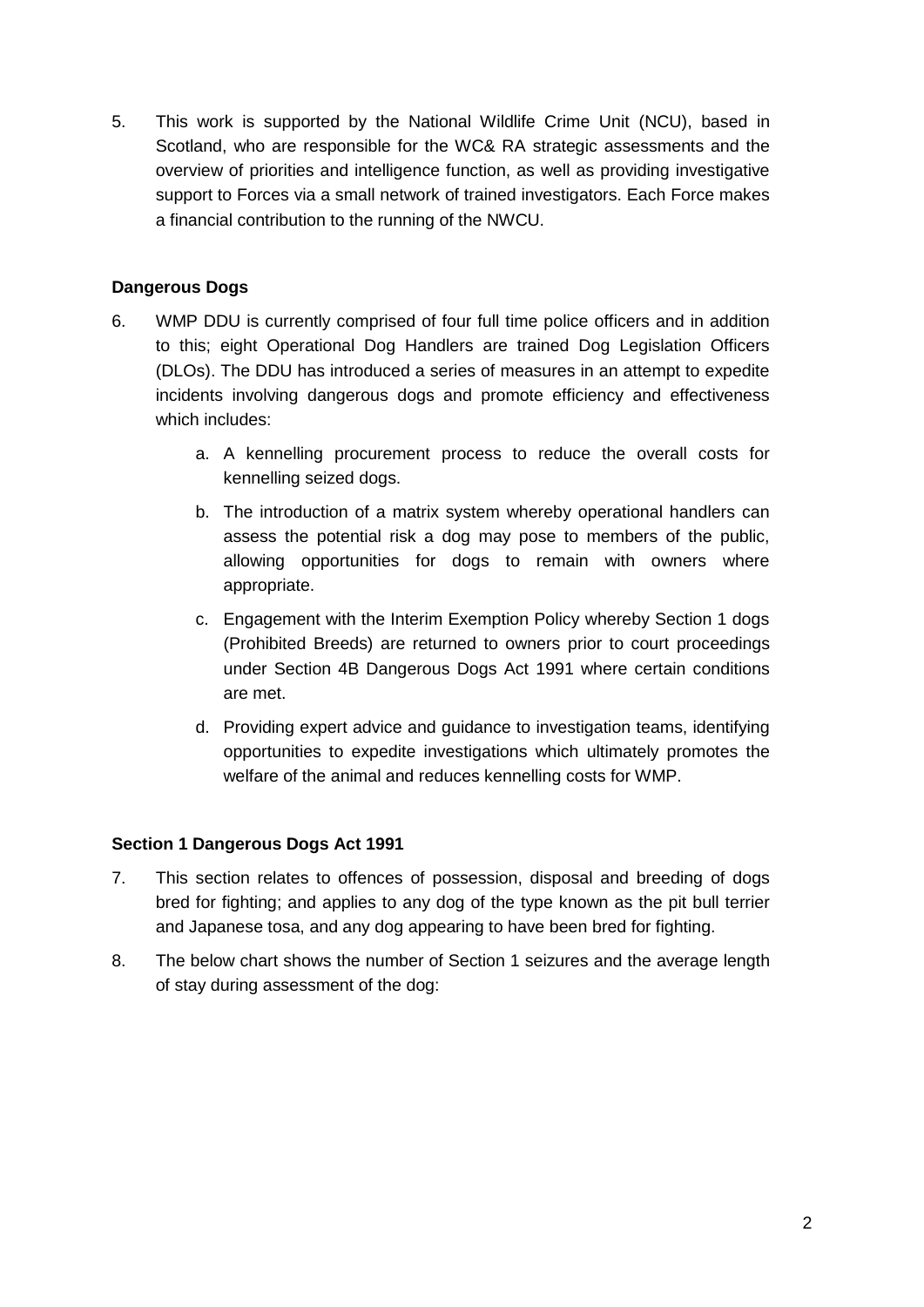5. This work is supported by the National Wildlife Crime Unit (NCU), based in Scotland, who are responsible for the WC& RA strategic assessments and the overview of priorities and intelligence function, as well as providing investigative support to Forces via a small network of trained investigators. Each Force makes a financial contribution to the running of the NWCU.

**Dangerous Dogs**

6. WMP DDU is currently comprised of four full time police officers and in addition to this; eight Operational Dog Handlers are trained Dog Legislation Officers (DLOs). The DDU has introduced a series of measures in an attempt to expedite incidents involving dangerous dogs and promote efficiency and effectiveness which includes:

   a. A kennelling procurement process to reduce the overall costs for kennelling seized dogs.

   b. The introduction of a matrix system whereby operational handlers can assess the potential risk a dog may pose to members of the public, allowing opportunities for dogs to remain with owners where appropriate.

   c. Engagement with the Interim Exemption Policy whereby Section 1 dogs (Prohibited Breeds) are returned to owners prior to court proceedings under Section 4B Dangerous Dogs Act 1991 where certain conditions are met.

   d. Providing expert advice and guidance to investigation teams, identifying opportunities to expedite investigations which ultimately promotes the welfare of the animal and reduces kennelling costs for WMP.

**Section 1 Dangerous Dogs Act 1991**

7. This section relates to offences of possession, disposal and breeding of dogs bred for fighting; and applies to any dog of the type known as the pit bull terrier and Japanese tosa, and any dog appearing to have been bred for fighting.

8. The below chart shows the number of Section 1 seizures and the average length of stay during assessment of the dog: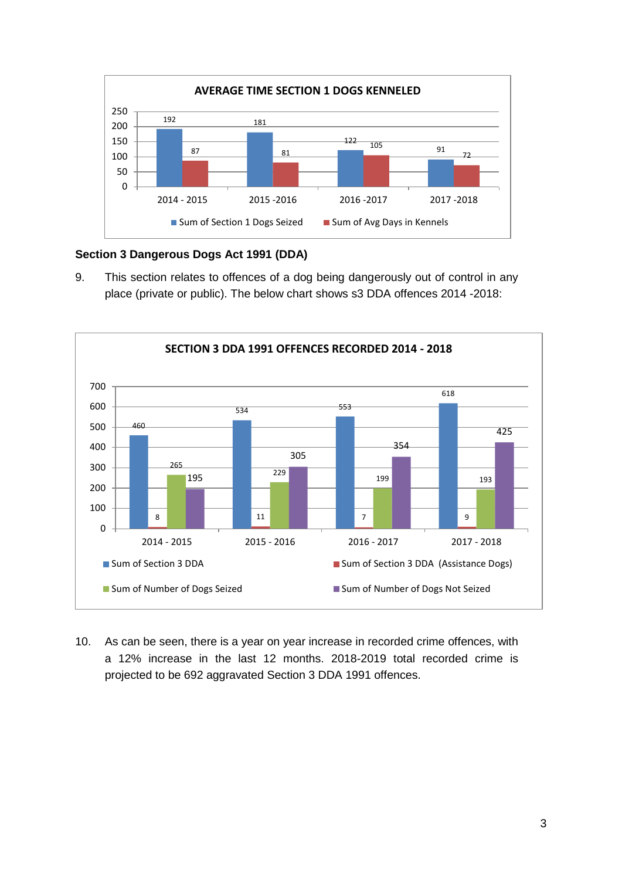**AVERAGE TIME SECTION 1 DOGS KENNELED**

| | 2014 - 2015 | 2015 -2016 | 2016 -2017 | 2017 -2018 |
|---|---|---|---|---|
| Sum of Section 1 Dogs Seized | 192 | 181 | 122 | 91 |
| Sum of Avg Days in Kennels | 87 | 81 | 105 | 72 |

**Section 3 Dangerous Dogs Act 1991 (DDA)**

9. This section relates to offences of a dog being dangerously out of control in any place (private or public). The below chart shows s3 DDA offences 2014 -2018:

**SECTION 3 DDA 1991 OFFENCES RECORDED 2014 - 2018**

| | 2014 - 2015 | 2015 - 2016 | 2016 - 2017 | 2017 - 2018 |
|---|---|---|---|---|
| Sum of Section 3 DDA | 460 | 534 | 553 | 618 |
| Sum of Section 3 DDA (Assistance Dogs) | 8 | 11 | 7 | 9 |
| Sum of Number of Dogs Seized | 265 | 229 | 199 | 193 |
| Sum of Number of Dogs Not Seized | 195 | 305 | 354 | 425 |

10. As can be seen, there is a year on year increase in recorded crime offences, with a 12% increase in the last 12 months. 2018-2019 total recorded crime is projected to be 692 aggravated Section 3 DDA 1991 offences.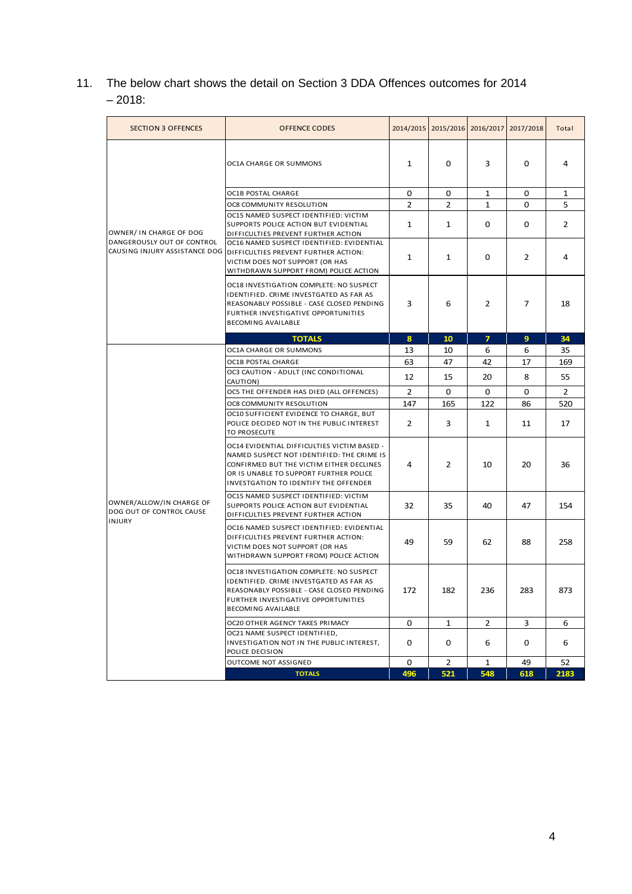11. The below chart shows the detail on Section 3 DDA Offences outcomes for 2014 – 2018:

| SECTION 3 OFFENCES | OFFENCE CODES | 2014/2015 | 2015/2016 | 2016/2017 | 2017/2018 | Total |
|---|---|---|---|---|---|---|
| OWNER/ IN CHARGE OF DOG DANGEROUSLY OUT OF CONTROL CAUSING INJURY ASSISTANCE DOG | OC1A CHARGE OR SUMMONS | 1 | 0 | 3 | 0 | 4 |
| | OC1B POSTAL CHARGE | 0 | 0 | 1 | 0 | 1 |
| | OC8 COMMUNITY RESOLUTION | 2 | 2 | 1 | 0 | 5 |
| | OC15 NAMED SUSPECT IDENTIFIED: VICTIM SUPPORTS POLICE ACTION BUT EVIDENTIAL DIFFICULTIES PREVENT FURTHER ACTION | 1 | 1 | 0 | 0 | 2 |
| | OC16 NAMED SUSPECT IDENTIFIED: EVIDENTIAL DIFFICULTIES PREVENT FURTHER ACTION: VICTIM DOES NOT SUPPORT (OR HAS WITHDRAWN SUPPORT FROM) POLICE ACTION | 1 | 1 | 0 | 2 | 4 |
| | OC18 INVESTIGATION COMPLETE: NO SUSPECT IDENTIFIED. CRIME INVESTGATED AS FAR AS REASONABLY POSSIBLE - CASE CLOSED PENDING FURTHER INVESTIGATIVE OPPORTUNITIES BECOMING AVAILABLE | 3 | 6 | 2 | 7 | 18 |
| | **TOTALS** | **8** | **10** | **7** | **9** | **34** |
| OWNER/ALLOW/IN CHARGE OF DOG OUT OF CONTROL CAUSE INJURY | OC1A CHARGE OR SUMMONS | 13 | 10 | 6 | 6 | 35 |
| | OC1B POSTAL CHARGE | 63 | 47 | 42 | 17 | 169 |
| | OC3 CAUTION - ADULT (INC CONDITIONAL CAUTION) | 12 | 15 | 20 | 8 | 55 |
| | OC5 THE OFFENDER HAS DIED (ALL OFFENCES) | 2 | 0 | 0 | 0 | 2 |
| | OC8 COMMUNITY RESOLUTION | 147 | 165 | 122 | 86 | 520 |
| | OC10 SUFFICIENT EVIDENCE TO CHARGE, BUT POLICE DECIDED NOT IN THE PUBLIC INTEREST TO PROSECUTE | 2 | 3 | 1 | 11 | 17 |
| | OC14 EVIDENTIAL DIFFICULTIES VICTIM BASED - NAMED SUSPECT NOT IDENTIFIED: THE CRIME IS CONFIRMED BUT THE VICTIM EITHER DECLINES OR IS UNABLE TO SUPPORT FURTHER POLICE INVESTGATION TO IDENTIFY THE OFFENDER | 4 | 2 | 10 | 20 | 36 |
| | OC15 NAMED SUSPECT IDENTIFIED: VICTIM SUPPORTS POLICE ACTION BUT EVIDENTIAL DIFFICULTIES PREVENT FURTHER ACTION | 32 | 35 | 40 | 47 | 154 |
| | OC16 NAMED SUSPECT IDENTIFIED: EVIDENTIAL DIFFICULTIES PREVENT FURTHER ACTION: VICTIM DOES NOT SUPPORT (OR HAS WITHDRAWN SUPPORT FROM) POLICE ACTION | 49 | 59 | 62 | 88 | 258 |
| | OC18 INVESTIGATION COMPLETE: NO SUSPECT IDENTIFIED. CRIME INVESTGATED AS FAR AS REASONABLY POSSIBLE - CASE CLOSED PENDING FURTHER INVESTIGATIVE OPPORTUNITIES BECOMING AVAILABLE | 172 | 182 | 236 | 283 | 873 |
| | OC20 OTHER AGENCY TAKES PRIMACY | 0 | 1 | 2 | 3 | 6 |
| | OC21 NAME SUSPECT IDENTIFIED, INVESTIGATION NOT IN THE PUBLIC INTEREST, POLICE DECISION | 0 | 0 | 6 | 0 | 6 |
| | OUTCOME NOT ASSIGNED | 0 | 2 | 1 | 49 | 52 |
| | **TOTALS** | **496** | **521** | **548** | **618** | **2183** |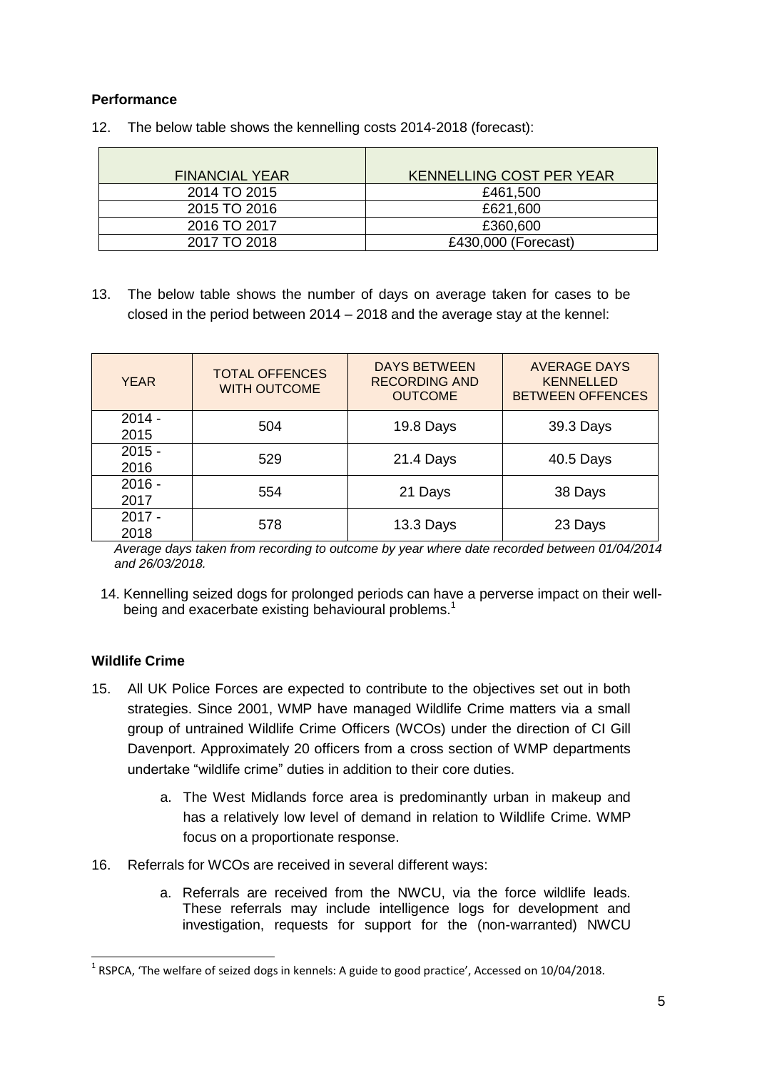**Performance**

12. The below table shows the kennelling costs 2014-2018 (forecast):

| FINANCIAL YEAR | KENNELLING COST PER YEAR |
|---|---|
| 2014 TO 2015 | £461,500 |
| 2015 TO 2016 | £621,600 |
| 2016 TO 2017 | £360,600 |
| 2017 TO 2018 | £430,000 (Forecast) |

13. The below table shows the number of days on average taken for cases to be closed in the period between 2014 – 2018 and the average stay at the kennel:

| YEAR | TOTAL OFFENCES WITH OUTCOME | DAYS BETWEEN RECORDING AND OUTCOME | AVERAGE DAYS KENNELLED BETWEEN OFFENCES |
|---|---|---|---|
| 2014 - 2015 | 504 | 19.8 Days | 39.3 Days |
| 2015 - 2016 | 529 | 21.4 Days | 40.5 Days |
| 2016 - 2017 | 554 | 21 Days | 38 Days |
| 2017 - 2018 | 578 | 13.3 Days | 23 Days |

*Average days taken from recording to outcome by year where date recorded between 01/04/2014 and 26/03/2018.*

14. Kennelling seized dogs for prolonged periods can have a perverse impact on their well-being and exacerbate existing behavioural problems.[1]

**Wildlife Crime**

15. All UK Police Forces are expected to contribute to the objectives set out in both strategies. Since 2001, WMP have managed Wildlife Crime matters via a small group of untrained Wildlife Crime Officers (WCOs) under the direction of CI Gill Davenport. Approximately 20 officers from a cross section of WMP departments undertake "wildlife crime" duties in addition to their core duties.

    a. The West Midlands force area is predominantly urban in makeup and has a relatively low level of demand in relation to Wildlife Crime. WMP focus on a proportionate response.

16. Referrals for WCOs are received in several different ways:

    a. Referrals are received from the NWCU, via the force wildlife leads. These referrals may include intelligence logs for development and investigation, requests for support for the (non-warranted) NWCU

[1] RSPCA, 'The welfare of seized dogs in kennels: A guide to good practice', Accessed on 10/04/2018.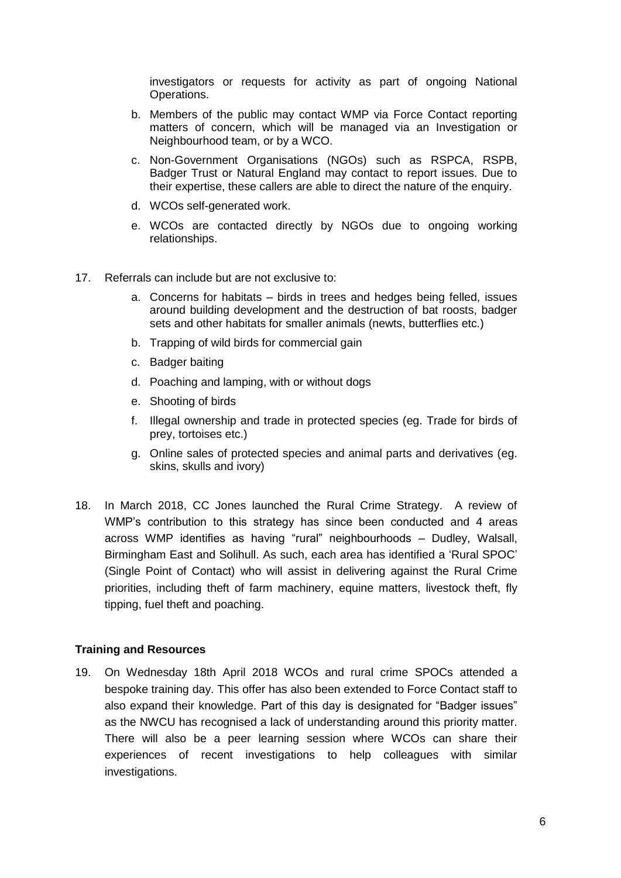investigators or requests for activity as part of ongoing National Operations.

b. Members of the public may contact WMP via Force Contact reporting matters of concern, which will be managed via an Investigation or Neighbourhood team, or by a WCO.

c. Non-Government Organisations (NGOs) such as RSPCA, RSPB, Badger Trust or Natural England may contact to report issues. Due to their expertise, these callers are able to direct the nature of the enquiry.

d. WCOs self-generated work.

e. WCOs are contacted directly by NGOs due to ongoing working relationships.

17. Referrals can include but are not exclusive to:

    a. Concerns for habitats – birds in trees and hedges being felled, issues around building development and the destruction of bat roosts, badger sets and other habitats for smaller animals (newts, butterflies etc.)

    b. Trapping of wild birds for commercial gain

    c. Badger baiting

    d. Poaching and lamping, with or without dogs

    e. Shooting of birds

    f. Illegal ownership and trade in protected species (eg. Trade for birds of prey, tortoises etc.)

    g. Online sales of protected species and animal parts and derivatives (eg. skins, skulls and ivory)

18. In March 2018, CC Jones launched the Rural Crime Strategy. A review of WMP's contribution to this strategy has since been conducted and 4 areas across WMP identifies as having "rural" neighbourhoods – Dudley, Walsall, Birmingham East and Solihull. As such, each area has identified a 'Rural SPOC' (Single Point of Contact) who will assist in delivering against the Rural Crime priorities, including theft of farm machinery, equine matters, livestock theft, fly tipping, fuel theft and poaching.

**Training and Resources**

19. On Wednesday 18th April 2018 WCOs and rural crime SPOCs attended a bespoke training day. This offer has also been extended to Force Contact staff to also expand their knowledge. Part of this day is designated for "Badger issues" as the NWCU has recognised a lack of understanding around this priority matter. There will also be a peer learning session where WCOs can share their experiences of recent investigations to help colleagues with similar investigations.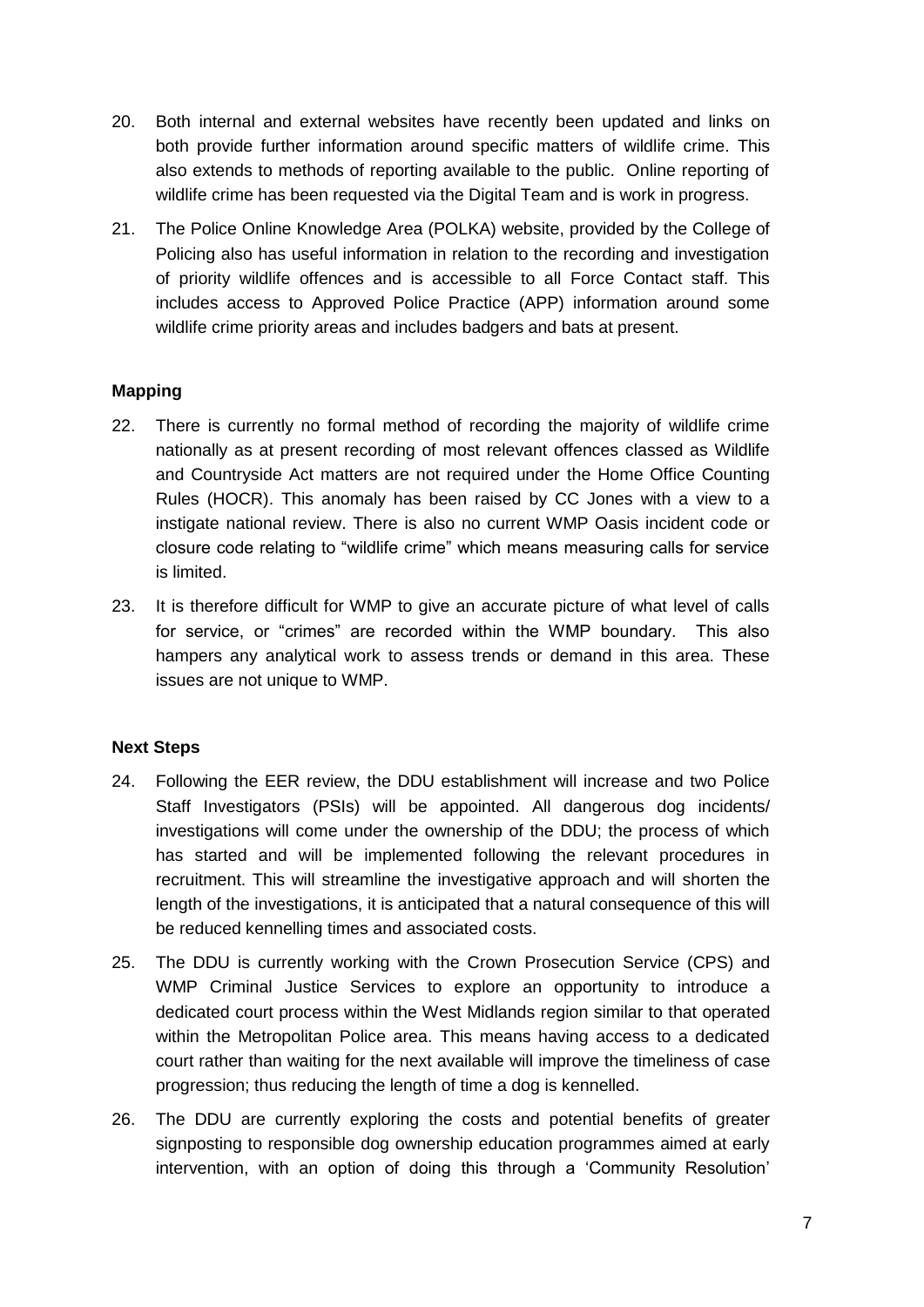20. Both internal and external websites have recently been updated and links on both provide further information around specific matters of wildlife crime. This also extends to methods of reporting available to the public. Online reporting of wildlife crime has been requested via the Digital Team and is work in progress.

21. The Police Online Knowledge Area (POLKA) website, provided by the College of Policing also has useful information in relation to the recording and investigation of priority wildlife offences and is accessible to all Force Contact staff. This includes access to Approved Police Practice (APP) information around some wildlife crime priority areas and includes badgers and bats at present.

**Mapping**

22. There is currently no formal method of recording the majority of wildlife crime nationally as at present recording of most relevant offences classed as Wildlife and Countryside Act matters are not required under the Home Office Counting Rules (HOCR). This anomaly has been raised by CC Jones with a view to a instigate national review. There is also no current WMP Oasis incident code or closure code relating to "wildlife crime" which means measuring calls for service is limited.

23. It is therefore difficult for WMP to give an accurate picture of what level of calls for service, or "crimes" are recorded within the WMP boundary. This also hampers any analytical work to assess trends or demand in this area. These issues are not unique to WMP.

**Next Steps**

24. Following the EER review, the DDU establishment will increase and two Police Staff Investigators (PSIs) will be appointed. All dangerous dog incidents/ investigations will come under the ownership of the DDU; the process of which has started and will be implemented following the relevant procedures in recruitment. This will streamline the investigative approach and will shorten the length of the investigations, it is anticipated that a natural consequence of this will be reduced kennelling times and associated costs.

25. The DDU is currently working with the Crown Prosecution Service (CPS) and WMP Criminal Justice Services to explore an opportunity to introduce a dedicated court process within the West Midlands region similar to that operated within the Metropolitan Police area. This means having access to a dedicated court rather than waiting for the next available will improve the timeliness of case progression; thus reducing the length of time a dog is kennelled.

26. The DDU are currently exploring the costs and potential benefits of greater signposting to responsible dog ownership education programmes aimed at early intervention, with an option of doing this through a 'Community Resolution'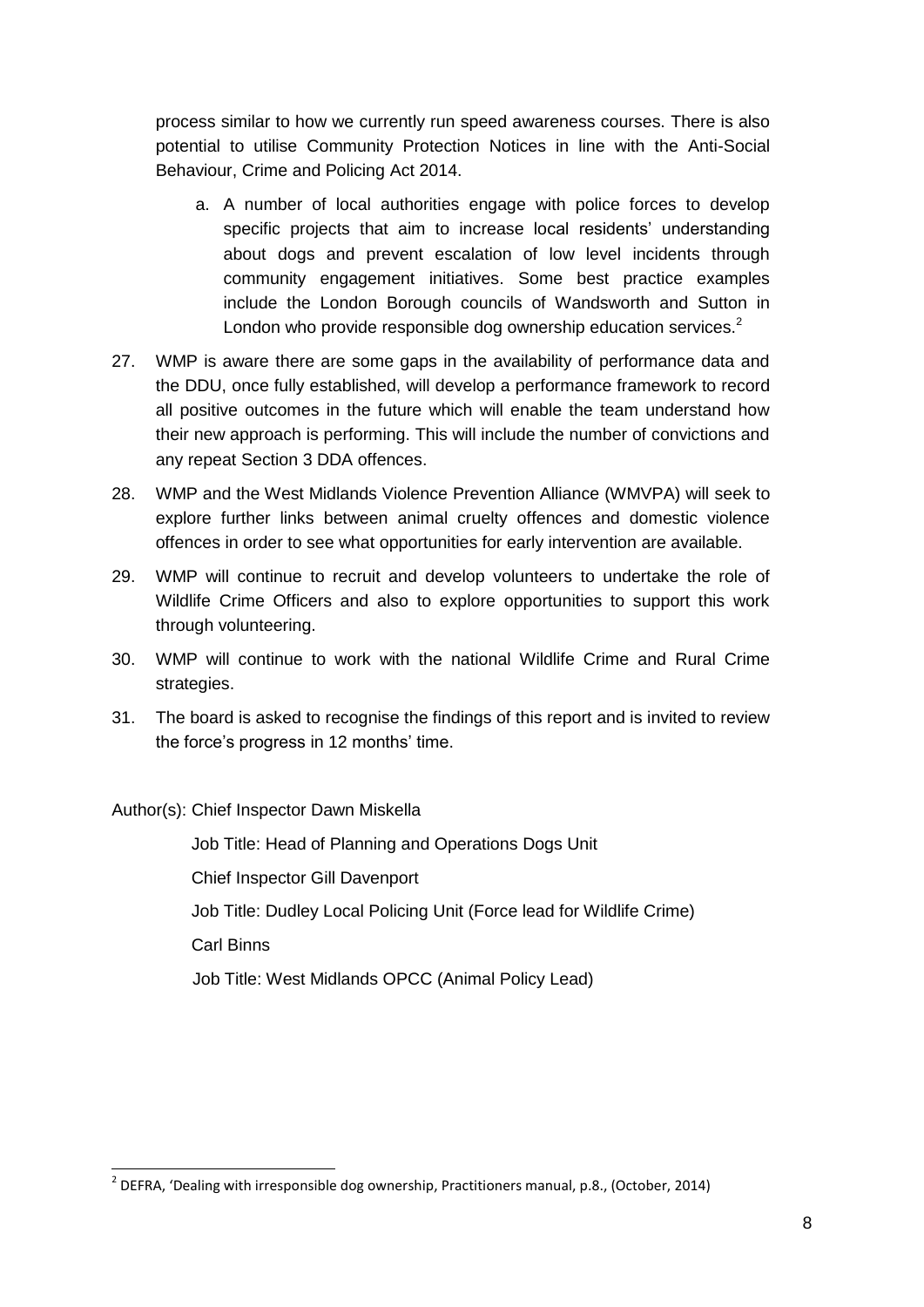process similar to how we currently run speed awareness courses. There is also potential to utilise Community Protection Notices in line with the Anti-Social Behaviour, Crime and Policing Act 2014.

a. A number of local authorities engage with police forces to develop specific projects that aim to increase local residents' understanding about dogs and prevent escalation of low level incidents through community engagement initiatives. Some best practice examples include the London Borough councils of Wandsworth and Sutton in London who provide responsible dog ownership education services.[2]

27. WMP is aware there are some gaps in the availability of performance data and the DDU, once fully established, will develop a performance framework to record all positive outcomes in the future which will enable the team understand how their new approach is performing. This will include the number of convictions and any repeat Section 3 DDA offences.

28. WMP and the West Midlands Violence Prevention Alliance (WMVPA) will seek to explore further links between animal cruelty offences and domestic violence offences in order to see what opportunities for early intervention are available.

29. WMP will continue to recruit and develop volunteers to undertake the role of Wildlife Crime Officers and also to explore opportunities to support this work through volunteering.

30. WMP will continue to work with the national Wildlife Crime and Rural Crime strategies.

31. The board is asked to recognise the findings of this report and is invited to review the force's progress in 12 months' time.

Author(s): Chief Inspector Dawn Miskella

Job Title: Head of Planning and Operations Dogs Unit

Chief Inspector Gill Davenport

Job Title: Dudley Local Policing Unit (Force lead for Wildlife Crime)

Carl Binns

Job Title: West Midlands OPCC (Animal Policy Lead)

---

[2] DEFRA, 'Dealing with irresponsible dog ownership, Practitioners manual, p.8., (October, 2014)